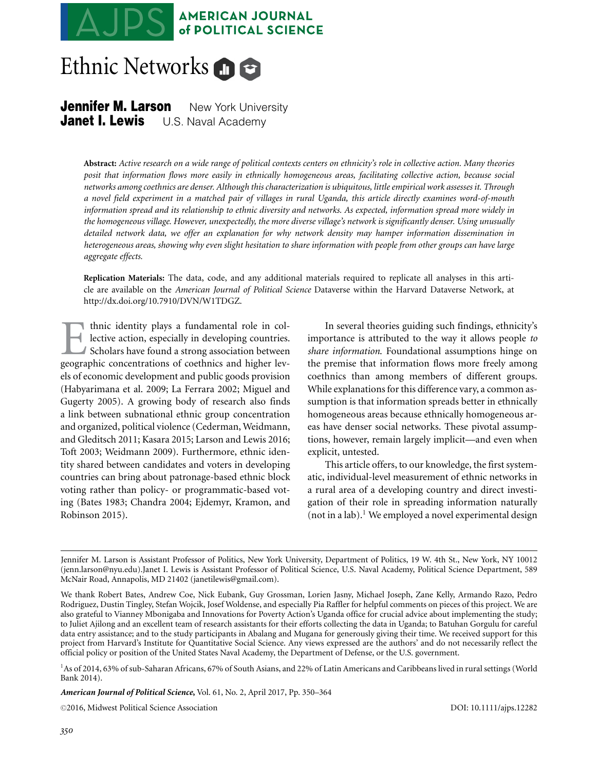# Ethnic Networks

**Jennifer M. Larson** New York University
**Janet I. Lewis** U.S. Naval Academy

**Abstract:** *Active research on a wide range of political contexts centers on ethnicity's role in collective action. Many theories posit that information flows more easily in ethnically homogeneous areas, facilitating collective action, because social networks among coethnics are denser. Although this characterization is ubiquitous, little empirical work assesses it. Through a novel field experiment in a matched pair of villages in rural Uganda, this article directly examines word-of-mouth information spread and its relationship to ethnic diversity and networks. As expected, information spread more widely in the homogeneous village. However, unexpectedly, the more diverse village's network is significantly denser. Using unusually detailed network data, we offer an explanation for why network density may hamper information dissemination in heterogeneous areas, showing why even slight hesitation to share information with people from other groups can have large aggregate effects.*

**Replication Materials:** The data, code, and any additional materials required to replicate all analyses in this article are available on the *American Journal of Political Science* Dataverse within the Harvard Dataverse Network, at http://dx.doi.org/10.7910/DVN/W1TDGZ.

Ethnic identity plays a fundamental role in collective action, especially in developing countries. Scholars have found a strong association between geographic concentrations of coethnics and higher levels of economic development and public goods provision (Habyarimana et al. 2009; La Ferrara 2002; Miguel and Gugerty 2005). A growing body of research also finds a link between subnational ethnic group concentration and organized, political violence (Cederman, Weidmann, and Gleditsch 2011; Kasara 2015; Larson and Lewis 2016; Toft 2003; Weidmann 2009). Furthermore, ethnic identity shared between candidates and voters in developing countries can bring about patronage-based ethnic block voting rather than policy- or programmatic-based voting (Bates 1983; Chandra 2004; Ejdemyr, Kramon, and Robinson 2015).

In several theories guiding such findings, ethnicity's importance is attributed to the way it allows people *to share information*. Foundational assumptions hinge on the premise that information flows more freely among coethnics than among members of different groups. While explanations for this difference vary, a common assumption is that information spreads better in ethnically homogeneous areas because ethnically homogeneous areas have denser social networks. These pivotal assumptions, however, remain largely implicit—and even when explicit, untested.

This article offers, to our knowledge, the first systematic, individual-level measurement of ethnic networks in a rural area of a developing country and direct investigation of their role in spreading information naturally (not in a lab).[1] We employed a novel experimental design

---

Jennifer M. Larson is Assistant Professor of Politics, New York University, Department of Politics, 19 W. 4th St., New York, NY 10012 (jenn.larson@nyu.edu).Janet I. Lewis is Assistant Professor of Political Science, U.S. Naval Academy, Political Science Department, 589 McNair Road, Annapolis, MD 21402 (janetilewis@gmail.com).

We thank Robert Bates, Andrew Coe, Nick Eubank, Guy Grossman, Lorien Jasny, Michael Joseph, Zane Kelly, Armando Razo, Pedro Rodriguez, Dustin Tingley, Stefan Wojcik, Josef Woldense, and especially Pia Raffler for helpful comments on pieces of this project. We are also grateful to Vianney Mbonigaba and Innovations for Poverty Action's Uganda office for crucial advice about implementing the study; to Juliet Ajilong and an excellent team of research assistants for their efforts collecting the data in Uganda; to Batuhan Gorgulu for careful data entry assistance; and to the study participants in Abalang and Mugana for generously giving their time. We received support for this project from Harvard's Institute for Quantitative Social Science. Any views expressed are the authors' and do not necessarily reflect the official policy or position of the United States Naval Academy, the Department of Defense, or the U.S. government.

[1] As of 2014, 63% of sub-Saharan Africans, 67% of South Asians, and 22% of Latin Americans and Caribbeans lived in rural settings (World Bank 2014).

©2016, Midwest Political Science Association DOI: 10.1111/ajps.12282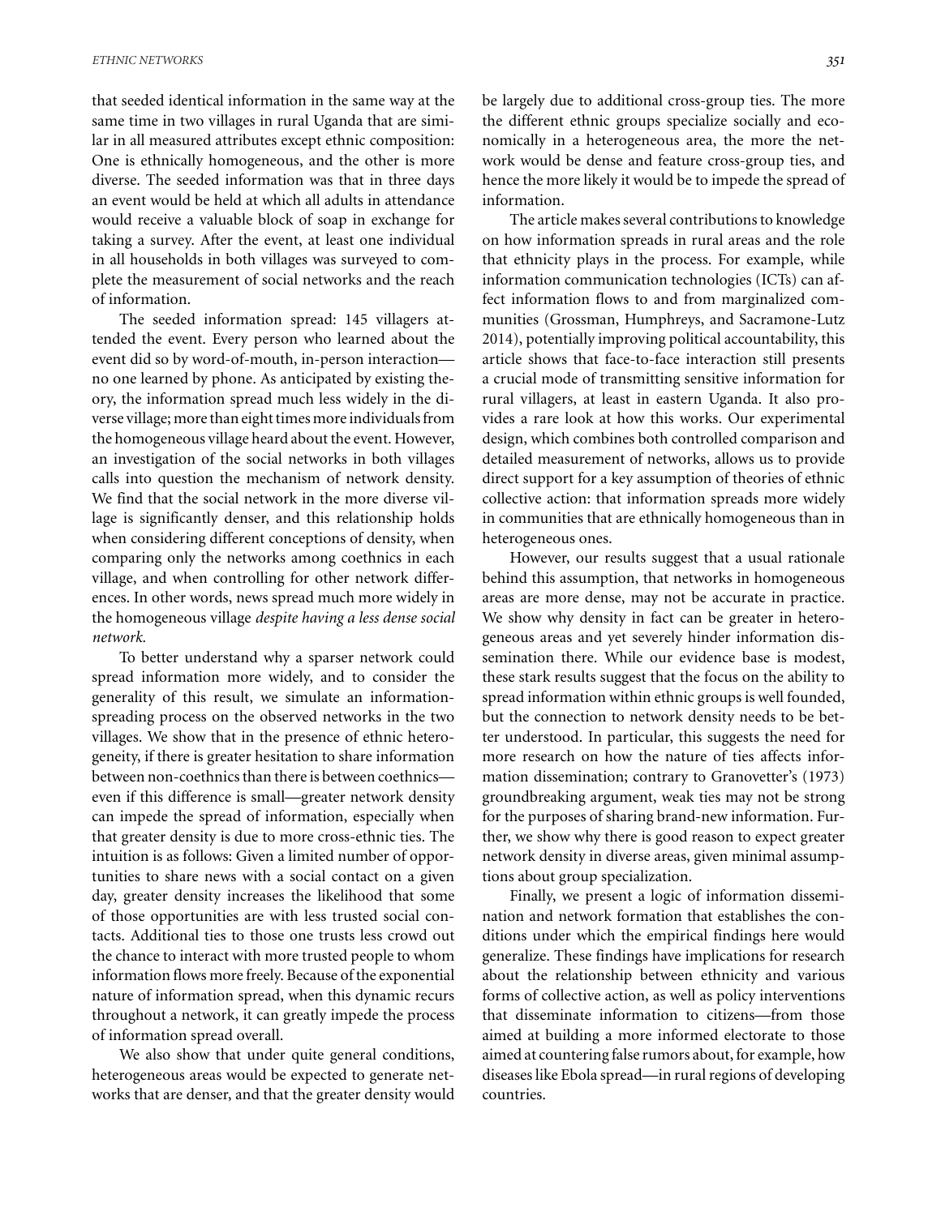that seeded identical information in the same way at the same time in two villages in rural Uganda that are similar in all measured attributes except ethnic composition: One is ethnically homogeneous, and the other is more diverse. The seeded information was that in three days an event would be held at which all adults in attendance would receive a valuable block of soap in exchange for taking a survey. After the event, at least one individual in all households in both villages was surveyed to complete the measurement of social networks and the reach of information.

The seeded information spread: 145 villagers attended the event. Every person who learned about the event did so by word-of-mouth, in-person interaction—no one learned by phone. As anticipated by existing theory, the information spread much less widely in the diverse village; more than eight times more individuals from the homogeneous village heard about the event. However, an investigation of the social networks in both villages calls into question the mechanism of network density. We find that the social network in the more diverse village is significantly denser, and this relationship holds when considering different conceptions of density, when comparing only the networks among coethnics in each village, and when controlling for other network differences. In other words, news spread much more widely in the homogeneous village *despite having a less dense social network.*

To better understand why a sparser network could spread information more widely, and to consider the generality of this result, we simulate an information-spreading process on the observed networks in the two villages. We show that in the presence of ethnic heterogeneity, if there is greater hesitation to share information between non-coethnics than there is between coethnics—even if this difference is small—greater network density can impede the spread of information, especially when that greater density is due to more cross-ethnic ties. The intuition is as follows: Given a limited number of opportunities to share news with a social contact on a given day, greater density increases the likelihood that some of those opportunities are with less trusted social contacts. Additional ties to those one trusts less crowd out the chance to interact with more trusted people to whom information flows more freely. Because of the exponential nature of information spread, when this dynamic recurs throughout a network, it can greatly impede the process of information spread overall.

We also show that under quite general conditions, heterogeneous areas would be expected to generate networks that are denser, and that the greater density would be largely due to additional cross-group ties. The more the different ethnic groups specialize socially and economically in a heterogeneous area, the more the network would be dense and feature cross-group ties, and hence the more likely it would be to impede the spread of information.

The article makes several contributions to knowledge on how information spreads in rural areas and the role that ethnicity plays in the process. For example, while information communication technologies (ICTs) can affect information flows to and from marginalized communities (Grossman, Humphreys, and Sacramone-Lutz 2014), potentially improving political accountability, this article shows that face-to-face interaction still presents a crucial mode of transmitting sensitive information for rural villagers, at least in eastern Uganda. It also provides a rare look at how this works. Our experimental design, which combines both controlled comparison and detailed measurement of networks, allows us to provide direct support for a key assumption of theories of ethnic collective action: that information spreads more widely in communities that are ethnically homogeneous than in heterogeneous ones.

However, our results suggest that a usual rationale behind this assumption, that networks in homogeneous areas are more dense, may not be accurate in practice. We show why density in fact can be greater in heterogeneous areas and yet severely hinder information dissemination there. While our evidence base is modest, these stark results suggest that the focus on the ability to spread information within ethnic groups is well founded, but the connection to network density needs to be better understood. In particular, this suggests the need for more research on how the nature of ties affects information dissemination; contrary to Granovetter's (1973) groundbreaking argument, weak ties may not be strong for the purposes of sharing brand-new information. Further, we show why there is good reason to expect greater network density in diverse areas, given minimal assumptions about group specialization.

Finally, we present a logic of information dissemination and network formation that establishes the conditions under which the empirical findings here would generalize. These findings have implications for research about the relationship between ethnicity and various forms of collective action, as well as policy interventions that disseminate information to citizens—from those aimed at building a more informed electorate to those aimed at countering false rumors about, for example, how diseases like Ebola spread—in rural regions of developing countries.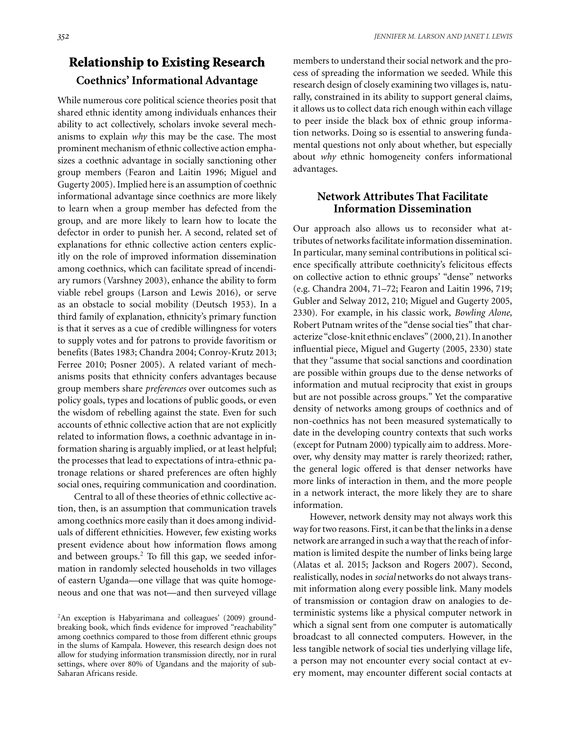## Relationship to Existing Research

### Coethnics' Informational Advantage

While numerous core political science theories posit that shared ethnic identity among individuals enhances their ability to act collectively, scholars invoke several mechanisms to explain *why* this may be the case. The most prominent mechanism of ethnic collective action emphasizes a coethnic advantage in socially sanctioning other group members (Fearon and Laitin 1996; Miguel and Gugerty 2005). Implied here is an assumption of coethnic informational advantage since coethnics are more likely to learn when a group member has defected from the group, and are more likely to learn how to locate the defector in order to punish her. A second, related set of explanations for ethnic collective action centers explicitly on the role of improved information dissemination among coethnics, which can facilitate spread of incendiary rumors (Varshney 2003), enhance the ability to form viable rebel groups (Larson and Lewis 2016), or serve as an obstacle to social mobility (Deutsch 1953). In a third family of explanation, ethnicity's primary function is that it serves as a cue of credible willingness for voters to supply votes and for patrons to provide favoritism or benefits (Bates 1983; Chandra 2004; Conroy-Krutz 2013; Ferree 2010; Posner 2005). A related variant of mechanisms posits that ethnicity confers advantages because group members share *preferences* over outcomes such as policy goals, types and locations of public goods, or even the wisdom of rebelling against the state. Even for such accounts of ethnic collective action that are not explicitly related to information flows, a coethnic advantage in information sharing is arguably implied, or at least helpful; the processes that lead to expectations of intra-ethnic patronage relations or shared preferences are often highly social ones, requiring communication and coordination.

Central to all of these theories of ethnic collective action, then, is an assumption that communication travels among coethnics more easily than it does among individuals of different ethnicities. However, few existing works present evidence about how information flows among and between groups.[2] To fill this gap, we seeded information in randomly selected households in two villages of eastern Uganda—one village that was quite homogeneous and one that was not—and then surveyed village members to understand their social network and the process of spreading the information we seeded. While this research design of closely examining two villages is, naturally, constrained in its ability to support general claims, it allows us to collect data rich enough within each village to peer inside the black box of ethnic group information networks. Doing so is essential to answering fundamental questions not only about whether, but especially about *why* ethnic homogeneity confers informational advantages.

[2]An exception is Habyarimana and colleagues' (2009) groundbreaking book, which finds evidence for improved "reachability" among coethnics compared to those from different ethnic groups in the slums of Kampala. However, this research design does not allow for studying information transmission directly, nor in rural settings, where over 80% of Ugandans and the majority of sub-Saharan Africans reside.

### Network Attributes That Facilitate Information Dissemination

Our approach also allows us to reconsider what attributes of networks facilitate information dissemination. In particular, many seminal contributions in political science specifically attribute coethnicity's felicitous effects on collective action to ethnic groups' "dense" networks (e.g. Chandra 2004, 71–72; Fearon and Laitin 1996, 719; Gubler and Selway 2012, 210; Miguel and Gugerty 2005, 2330). For example, in his classic work, *Bowling Alone,* Robert Putnam writes of the "dense social ties" that characterize "close-knit ethnic enclaves" (2000, 21). In another influential piece, Miguel and Gugerty (2005, 2330) state that they "assume that social sanctions and coordination are possible within groups due to the dense networks of information and mutual reciprocity that exist in groups but are not possible across groups." Yet the comparative density of networks among groups of coethnics and of non-coethnics has not been measured systematically to date in the developing country contexts that such works (except for Putnam 2000) typically aim to address. Moreover, why density may matter is rarely theorized; rather, the general logic offered is that denser networks have more links of interaction in them, and the more people in a network interact, the more likely they are to share information.

However, network density may not always work this way for two reasons. First, it can be that the links in a dense network are arranged in such a way that the reach of information is limited despite the number of links being large (Alatas et al. 2015; Jackson and Rogers 2007). Second, realistically, nodes in *social* networks do not always transmit information along every possible link. Many models of transmission or contagion draw on analogies to deterministic systems like a physical computer network in which a signal sent from one computer is automatically broadcast to all connected computers. However, in the less tangible network of social ties underlying village life, a person may not encounter every social contact at every moment, may encounter different social contacts at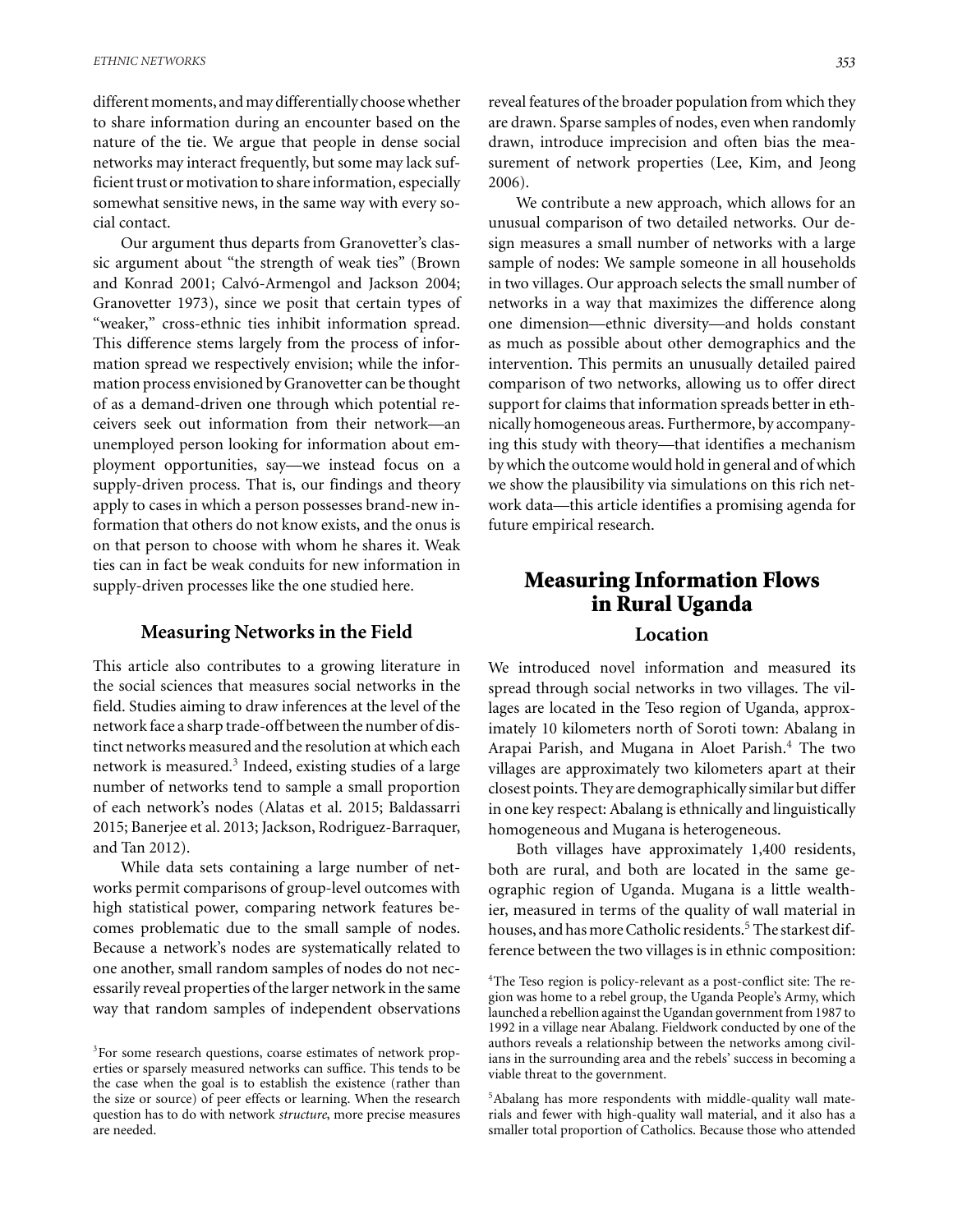different moments, and may differentially choose whether to share information during an encounter based on the nature of the tie. We argue that people in dense social networks may interact frequently, but some may lack sufficient trust or motivation to share information, especially somewhat sensitive news, in the same way with every social contact.

Our argument thus departs from Granovetter's classic argument about "the strength of weak ties" (Brown and Konrad 2001; Calvó-Armengol and Jackson 2004; Granovetter 1973), since we posit that certain types of "weaker," cross-ethnic ties inhibit information spread. This difference stems largely from the process of information spread we respectively envision; while the information process envisioned by Granovetter can be thought of as a demand-driven one through which potential receivers seek out information from their network—an unemployed person looking for information about employment opportunities, say—we instead focus on a supply-driven process. That is, our findings and theory apply to cases in which a person possesses brand-new information that others do not know exists, and the onus is on that person to choose with whom he shares it. Weak ties can in fact be weak conduits for new information in supply-driven processes like the one studied here.

### Measuring Networks in the Field

This article also contributes to a growing literature in the social sciences that measures social networks in the field. Studies aiming to draw inferences at the level of the network face a sharp trade-off between the number of distinct networks measured and the resolution at which each network is measured.[3] Indeed, existing studies of a large number of networks tend to sample a small proportion of each network's nodes (Alatas et al. 2015; Baldassarri 2015; Banerjee et al. 2013; Jackson, Rodriguez-Barraquer, and Tan 2012).

While data sets containing a large number of networks permit comparisons of group-level outcomes with high statistical power, comparing network features becomes problematic due to the small sample of nodes. Because a network's nodes are systematically related to one another, small random samples of nodes do not necessarily reveal properties of the larger network in the same way that random samples of independent observations reveal features of the broader population from which they are drawn. Sparse samples of nodes, even when randomly drawn, introduce imprecision and often bias the measurement of network properties (Lee, Kim, and Jeong 2006).

We contribute a new approach, which allows for an unusual comparison of two detailed networks. Our design measures a small number of networks with a large sample of nodes: We sample someone in all households in two villages. Our approach selects the small number of networks in a way that maximizes the difference along one dimension—ethnic diversity—and holds constant as much as possible about other demographics and the intervention. This permits an unusually detailed paired comparison of two networks, allowing us to offer direct support for claims that information spreads better in ethnically homogeneous areas. Furthermore, by accompanying this study with theory—that identifies a mechanism by which the outcome would hold in general and of which we show the plausibility via simulations on this rich network data—this article identifies a promising agenda for future empirical research.

## Measuring Information Flows in Rural Uganda

### Location

We introduced novel information and measured its spread through social networks in two villages. The villages are located in the Teso region of Uganda, approximately 10 kilometers north of Soroti town: Abalang in Arapai Parish, and Mugana in Aloet Parish.[4] The two villages are approximately two kilometers apart at their closest points. They are demographically similar but differ in one key respect: Abalang is ethnically and linguistically homogeneous and Mugana is heterogeneous.

Both villages have approximately 1,400 residents, both are rural, and both are located in the same geographic region of Uganda. Mugana is a little wealthier, measured in terms of the quality of wall material in houses, and has more Catholic residents.[5] The starkest difference between the two villages is in ethnic composition:

[3]For some research questions, coarse estimates of network properties or sparsely measured networks can suffice. This tends to be the case when the goal is to establish the existence (rather than the size or source) of peer effects or learning. When the research question has to do with network *structure*, more precise measures are needed.

[4]The Teso region is policy-relevant as a post-conflict site: The region was home to a rebel group, the Uganda People's Army, which launched a rebellion against the Ugandan government from 1987 to 1992 in a village near Abalang. Fieldwork conducted by one of the authors reveals a relationship between the networks among civilians in the surrounding area and the rebels' success in becoming a viable threat to the government.

[5]Abalang has more respondents with middle-quality wall materials and fewer with high-quality wall material, and it also has a smaller total proportion of Catholics. Because those who attended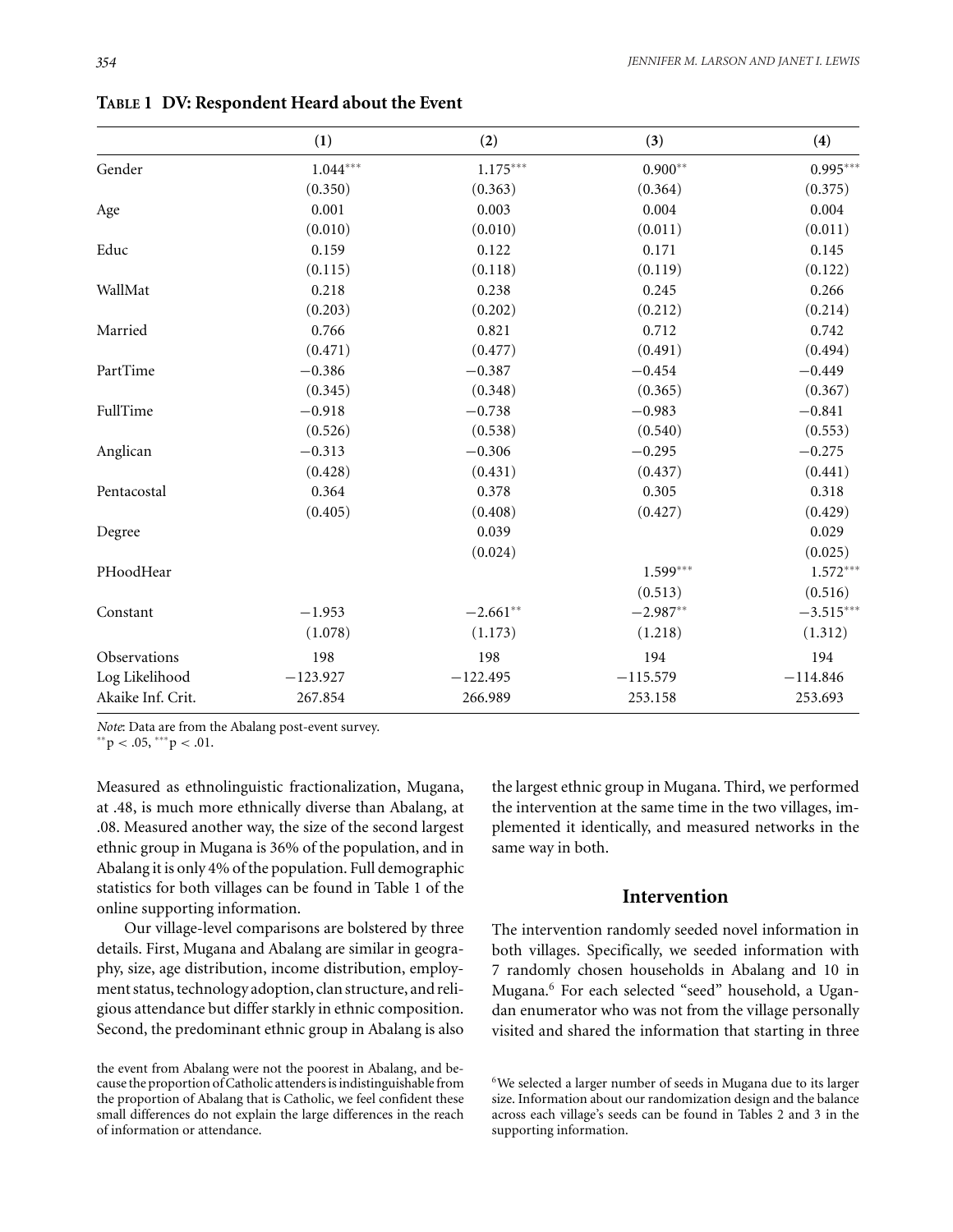**Table 1 DV: Respondent Heard about the Event**

| | (1) | (2) | (3) | (4) |
|---|---|---|---|---|
| Gender | 1.044*** | 1.175*** | 0.900** | 0.995*** |
| | (0.350) | (0.363) | (0.364) | (0.375) |
| Age | 0.001 | 0.003 | 0.004 | 0.004 |
| | (0.010) | (0.010) | (0.011) | (0.011) |
| Educ | 0.159 | 0.122 | 0.171 | 0.145 |
| | (0.115) | (0.118) | (0.119) | (0.122) |
| WallMat | 0.218 | 0.238 | 0.245 | 0.266 |
| | (0.203) | (0.202) | (0.212) | (0.214) |
| Married | 0.766 | 0.821 | 0.712 | 0.742 |
| | (0.471) | (0.477) | (0.491) | (0.494) |
| PartTime | −0.386 | −0.387 | −0.454 | −0.449 |
| | (0.345) | (0.348) | (0.365) | (0.367) |
| FullTime | −0.918 | −0.738 | −0.983 | −0.841 |
| | (0.526) | (0.538) | (0.540) | (0.553) |
| Anglican | −0.313 | −0.306 | −0.295 | −0.275 |
| | (0.428) | (0.431) | (0.437) | (0.441) |
| Pentacostal | 0.364 | 0.378 | 0.305 | 0.318 |
| | (0.405) | (0.408) | (0.427) | (0.429) |
| Degree | | 0.039 | | 0.029 |
| | | (0.024) | | (0.025) |
| PHoodHear | | | 1.599*** | 1.572*** |
| | | | (0.513) | (0.516) |
| Constant | −1.953 | −2.661** | −2.987** | −3.515*** |
| | (1.078) | (1.173) | (1.218) | (1.312) |
| Observations | 198 | 198 | 194 | 194 |
| Log Likelihood | −123.927 | −122.495 | −115.579 | −114.846 |
| Akaike Inf. Crit. | 267.854 | 266.989 | 253.158 | 253.693 |

*Note*: Data are from the Abalang post-event survey.
** $p < .05$, *** $p < .01$.

Measured as ethnolinguistic fractionalization, Mugana, at .48, is much more ethnically diverse than Abalang, at .08. Measured another way, the size of the second largest ethnic group in Mugana is 36% of the population, and in Abalang it is only 4% of the population. Full demographic statistics for both villages can be found in Table 1 of the online supporting information.

Our village-level comparisons are bolstered by three details. First, Mugana and Abalang are similar in geography, size, age distribution, income distribution, employment status, technology adoption, clan structure, and religious attendance but differ starkly in ethnic composition. Second, the predominant ethnic group in Abalang is also the largest ethnic group in Mugana. Third, we performed the intervention at the same time in the two villages, implemented it identically, and measured networks in the same way in both.

the event from Abalang were not the poorest in Abalang, and because the proportion of Catholic attenders is indistinguishable from the proportion of Abalang that is Catholic, we feel confident these small differences do not explain the large differences in the reach of information or attendance.

## Intervention

The intervention randomly seeded novel information in both villages. Specifically, we seeded information with 7 randomly chosen households in Abalang and 10 in Mugana.[6] For each selected "seed" household, a Ugandan enumerator who was not from the village personally visited and shared the information that starting in three

[6]We selected a larger number of seeds in Mugana due to its larger size. Information about our randomization design and the balance across each village's seeds can be found in Tables 2 and 3 in the supporting information.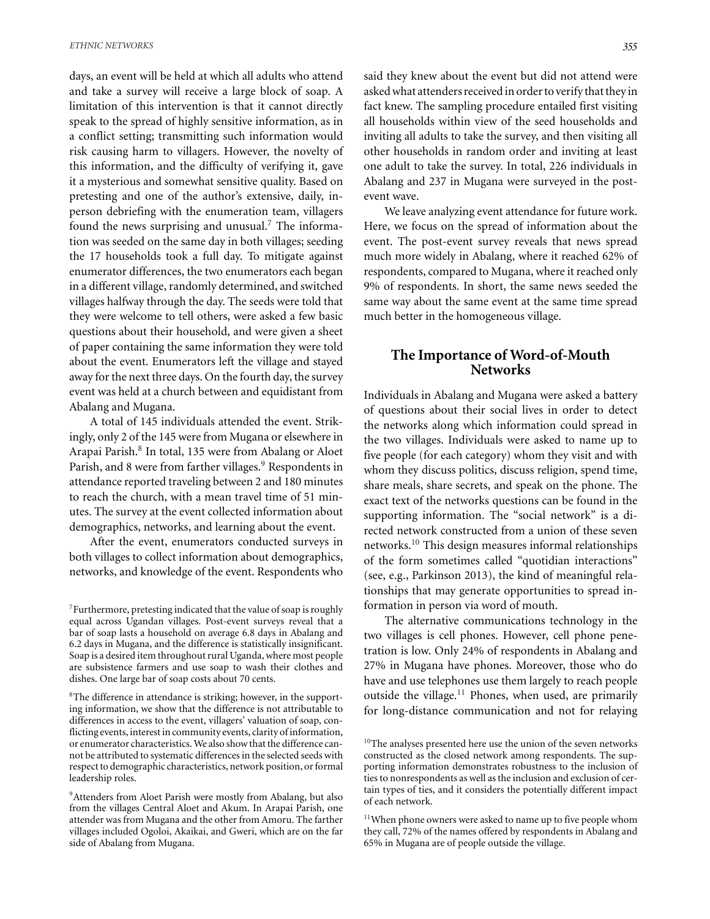days, an event will be held at which all adults who attend and take a survey will receive a large block of soap. A limitation of this intervention is that it cannot directly speak to the spread of highly sensitive information, as in a conflict setting; transmitting such information would risk causing harm to villagers. However, the novelty of this information, and the difficulty of verifying it, gave it a mysterious and somewhat sensitive quality. Based on pretesting and one of the author's extensive, daily, in-person debriefing with the enumeration team, villagers found the news surprising and unusual.[7] The information was seeded on the same day in both villages; seeding the 17 households took a full day. To mitigate against enumerator differences, the two enumerators each began in a different village, randomly determined, and switched villages halfway through the day. The seeds were told that they were welcome to tell others, were asked a few basic questions about their household, and were given a sheet of paper containing the same information they were told about the event. Enumerators left the village and stayed away for the next three days. On the fourth day, the survey event was held at a church between and equidistant from Abalang and Mugana.

A total of 145 individuals attended the event. Strikingly, only 2 of the 145 were from Mugana or elsewhere in Arapai Parish.[8] In total, 135 were from Abalang or Aloet Parish, and 8 were from farther villages.[9] Respondents in attendance reported traveling between 2 and 180 minutes to reach the church, with a mean travel time of 51 minutes. The survey at the event collected information about demographics, networks, and learning about the event.

After the event, enumerators conducted surveys in both villages to collect information about demographics, networks, and knowledge of the event. Respondents who said they knew about the event but did not attend were asked what attenders received in order to verify that they in fact knew. The sampling procedure entailed first visiting all households within view of the seed households and inviting all adults to take the survey, and then visiting all other households in random order and inviting at least one adult to take the survey. In total, 226 individuals in Abalang and 237 in Mugana were surveyed in the post-event wave.

We leave analyzing event attendance for future work. Here, we focus on the spread of information about the event. The post-event survey reveals that news spread much more widely in Abalang, where it reached 62% of respondents, compared to Mugana, where it reached only 9% of respondents. In short, the same news seeded the same way about the same event at the same time spread much better in the homogeneous village.

## The Importance of Word-of-Mouth Networks

Individuals in Abalang and Mugana were asked a battery of questions about their social lives in order to detect the networks along which information could spread in the two villages. Individuals were asked to name up to five people (for each category) whom they visit and with whom they discuss politics, discuss religion, spend time, share meals, share secrets, and speak on the phone. The exact text of the networks questions can be found in the supporting information. The "social network" is a directed network constructed from a union of these seven networks.[10] This design measures informal relationships of the form sometimes called "quotidian interactions" (see, e.g., Parkinson 2013), the kind of meaningful relationships that may generate opportunities to spread information in person via word of mouth.

The alternative communications technology in the two villages is cell phones. However, cell phone penetration is low. Only 24% of respondents in Abalang and 27% in Mugana have phones. Moreover, those who do have and use telephones use them largely to reach people outside the village.[11] Phones, when used, are primarily for long-distance communication and not for relaying

[7] Furthermore, pretesting indicated that the value of soap is roughly equal across Ugandan villages. Post-event surveys reveal that a bar of soap lasts a household on average 6.8 days in Abalang and 6.2 days in Mugana, and the difference is statistically insignificant. Soap is a desired item throughout rural Uganda, where most people are subsistence farmers and use soap to wash their clothes and dishes. One large bar of soap costs about 70 cents.

[8] The difference in attendance is striking; however, in the supporting information, we show that the difference is not attributable to differences in access to the event, villagers' valuation of soap, conflicting events, interest in community events, clarity of information, or enumerator characteristics. We also show that the difference cannot be attributed to systematic differences in the selected seeds with respect to demographic characteristics, network position, or formal leadership roles.

[9] Attenders from Aloet Parish were mostly from Abalang, but also from the villages Central Aloet and Akum. In Arapai Parish, one attender was from Mugana and the other from Amoru. The farther villages included Ogoloi, Akaikai, and Gweri, which are on the far side of Abalang from Mugana.

[10] The analyses presented here use the union of the seven networks constructed as the closed network among respondents. The supporting information demonstrates robustness to the inclusion of ties to nonrespondents as well as the inclusion and exclusion of certain types of ties, and it considers the potentially different impact of each network.

[11] When phone owners were asked to name up to five people whom they call, 72% of the names offered by respondents in Abalang and 65% in Mugana are of people outside the village.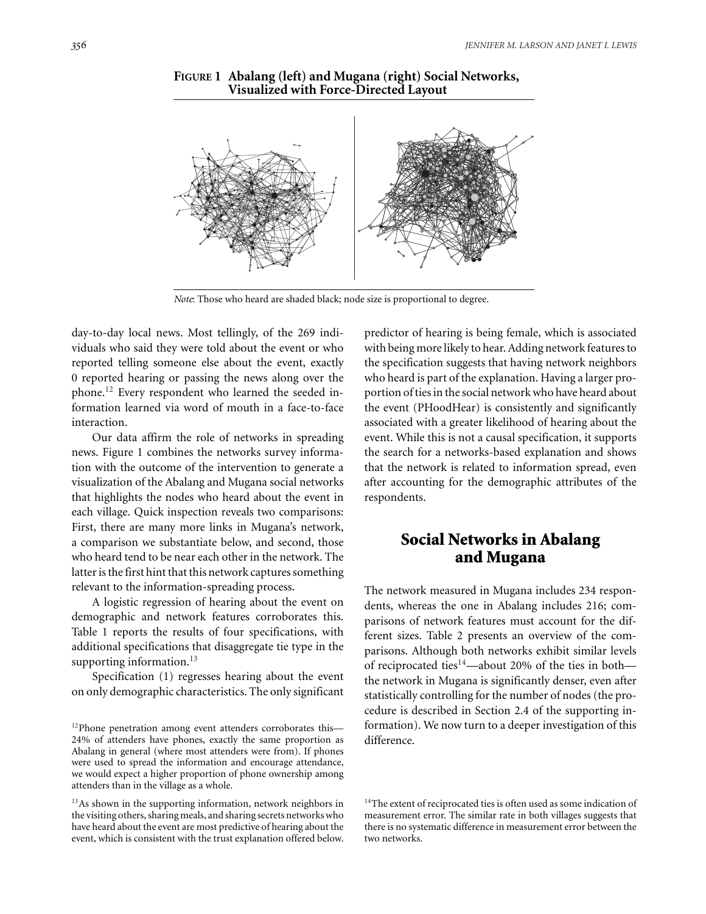**FIGURE 1 Abalang (left) and Mugana (right) Social Networks, Visualized with Force-Directed Layout**

*Note*: Those who heard are shaded black; node size is proportional to degree.

day-to-day local news. Most tellingly, of the 269 individuals who said they were told about the event or who reported telling someone else about the event, exactly 0 reported hearing or passing the news along over the phone.[12] Every respondent who learned the seeded information learned via word of mouth in a face-to-face interaction.

Our data affirm the role of networks in spreading news. Figure 1 combines the networks survey information with the outcome of the intervention to generate a visualization of the Abalang and Mugana social networks that highlights the nodes who heard about the event in each village. Quick inspection reveals two comparisons: First, there are many more links in Mugana's network, a comparison we substantiate below, and second, those who heard tend to be near each other in the network. The latter is the first hint that this network captures something relevant to the information-spreading process.

A logistic regression of hearing about the event on demographic and network features corroborates this. Table 1 reports the results of four specifications, with additional specifications that disaggregate tie type in the supporting information.[13]

Specification (1) regresses hearing about the event on only demographic characteristics. The only significant predictor of hearing is being female, which is associated with being more likely to hear. Adding network features to the specification suggests that having network neighbors who heard is part of the explanation. Having a larger proportion of ties in the social network who have heard about the event (PHoodHear) is consistently and significantly associated with a greater likelihood of hearing about the event. While this is not a causal specification, it supports the search for a networks-based explanation and shows that the network is related to information spread, even after accounting for the demographic attributes of the respondents.

## Social Networks in Abalang and Mugana

The network measured in Mugana includes 234 respondents, whereas the one in Abalang includes 216; comparisons of network features must account for the different sizes. Table 2 presents an overview of the comparisons. Although both networks exhibit similar levels of reciprocated ties[14]—about 20% of the ties in both—the network in Mugana is significantly denser, even after statistically controlling for the number of nodes (the procedure is described in Section 2.4 of the supporting information). We now turn to a deeper investigation of this difference.

[12] Phone penetration among event attenders corroborates this—24% of attenders have phones, exactly the same proportion as Abalang in general (where most attenders were from). If phones were used to spread the information and encourage attendance, we would expect a higher proportion of phone ownership among attenders than in the village as a whole.

[13] As shown in the supporting information, network neighbors in the visiting others, sharing meals, and sharing secrets networks who have heard about the event are most predictive of hearing about the event, which is consistent with the trust explanation offered below.

[14] The extent of reciprocated ties is often used as some indication of measurement error. The similar rate in both villages suggests that there is no systematic difference in measurement error between the two networks.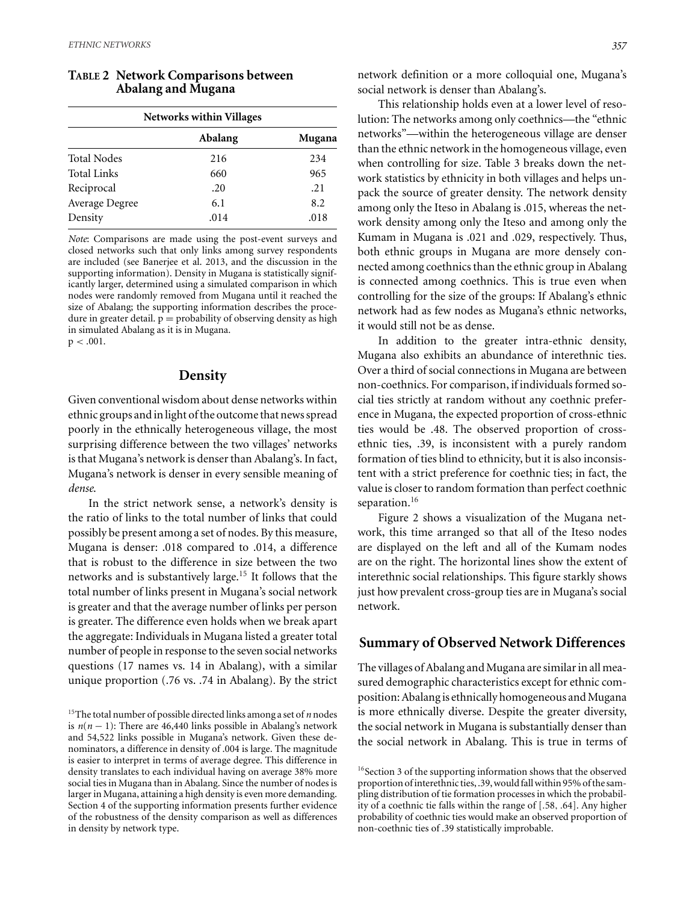**TABLE 2 Network Comparisons between Abalang and Mugana**

| Networks within Villages | | |
|---|---|---|
| | Abalang | Mugana |
| Total Nodes | 216 | 234 |
| Total Links | 660 | 965 |
| Reciprocal | .20 | .21 |
| Average Degree | 6.1 | 8.2 |
| Density | .014 | .018 |

*Note*: Comparisons are made using the post-event surveys and closed networks such that only links among survey respondents are included (see Banerjee et al. 2013, and the discussion in the supporting information). Density in Mugana is statistically significantly larger, determined using a simulated comparison in which nodes were randomly removed from Mugana until it reached the size of Abalang; the supporting information describes the procedure in greater detail. p = probability of observing density as high in simulated Abalang as it is in Mugana.
$p < .001$.

## Density

Given conventional wisdom about dense networks within ethnic groups and in light of the outcome that news spread poorly in the ethnically heterogeneous village, the most surprising difference between the two villages' networks is that Mugana's network is denser than Abalang's. In fact, Mugana's network is denser in every sensible meaning of *dense*.

In the strict network sense, a network's density is the ratio of links to the total number of links that could possibly be present among a set of nodes. By this measure, Mugana is denser: .018 compared to .014, a difference that is robust to the difference in size between the two networks and is substantively large.[15] It follows that the total number of links present in Mugana's social network is greater and that the average number of links per person is greater. The difference even holds when we break apart the aggregate: Individuals in Mugana listed a greater total number of people in response to the seven social networks questions (17 names vs. 14 in Abalang), with a similar unique proportion (.76 vs. .74 in Abalang). By the strict network definition or a more colloquial one, Mugana's social network is denser than Abalang's.

This relationship holds even at a lower level of resolution: The networks among only coethnics—the "ethnic networks"—within the heterogeneous village are denser than the ethnic network in the homogeneous village, even when controlling for size. Table 3 breaks down the network statistics by ethnicity in both villages and helps unpack the source of greater density. The network density among only the Iteso in Abalang is .015, whereas the network density among only the Iteso and among only the Kumam in Mugana is .021 and .029, respectively. Thus, both ethnic groups in Mugana are more densely connected among coethnics than the ethnic group in Abalang is connected among coethnics. This is true even when controlling for the size of the groups: If Abalang's ethnic network had as few nodes as Mugana's ethnic networks, it would still not be as dense.

In addition to the greater intra-ethnic density, Mugana also exhibits an abundance of interethnic ties. Over a third of social connections in Mugana are between non-coethnics. For comparison, if individuals formed social ties strictly at random without any coethnic preference in Mugana, the expected proportion of cross-ethnic ties would be .48. The observed proportion of cross-ethnic ties, .39, is inconsistent with a purely random formation of ties blind to ethnicity, but it is also inconsistent with a strict preference for coethnic ties; in fact, the value is closer to random formation than perfect coethnic separation.[16]

Figure 2 shows a visualization of the Mugana network, this time arranged so that all of the Iteso nodes are displayed on the left and all of the Kumam nodes are on the right. The horizontal lines show the extent of interethnic social relationships. This figure starkly shows just how prevalent cross-group ties are in Mugana's social network.

## Summary of Observed Network Differences

The villages of Abalang and Mugana are similar in all measured demographic characteristics except for ethnic composition: Abalang is ethnically homogeneous and Mugana is more ethnically diverse. Despite the greater diversity, the social network in Mugana is substantially denser than the social network in Abalang. This is true in terms of

[15] The total number of possible directed links among a set of $n$ nodes is $n(n-1)$: There are 46,440 links possible in Abalang's network and 54,522 links possible in Mugana's network. Given these denominators, a difference in density of .004 is large. The magnitude is easier to interpret in terms of average degree. This difference in density translates to each individual having on average 38% more social ties in Mugana than in Abalang. Since the number of nodes is larger in Mugana, attaining a high density is even more demanding. Section 4 of the supporting information presents further evidence of the robustness of the density comparison as well as differences in density by network type.

[16] Section 3 of the supporting information shows that the observed proportion of interethnic ties, .39, would fall within 95% of the sampling distribution of tie formation processes in which the probability of a coethnic tie falls within the range of [.58, .64]. Any higher probability of coethnic ties would make an observed proportion of non-coethnic ties of .39 statistically improbable.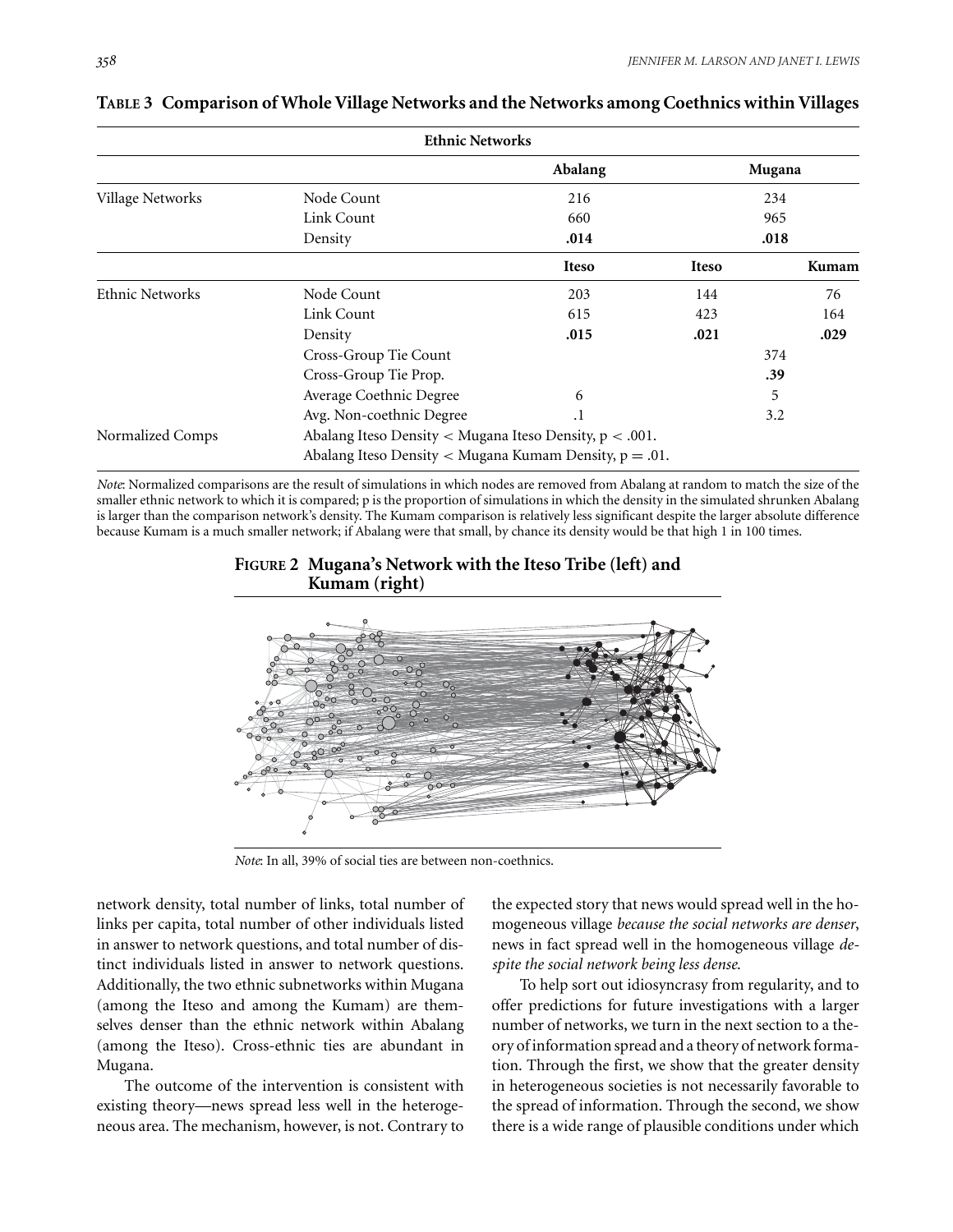**TABLE 3 Comparison of Whole Village Networks and the Networks among Coethnics within Villages**

| Ethnic Networks | | | | |
|---|---|---|---|---|
| | | **Abalang** | **Mugana** | |
| Village Networks | Node Count | 216 | 234 | |
| | Link Count | 660 | 965 | |
| | Density | **.014** | **.018** | |
| | | **Iteso** | **Iteso** | **Kumam** |
| Ethnic Networks | Node Count | 203 | 144 | 76 |
| | Link Count | 615 | 423 | 164 |
| | Density | **.015** | **.021** | **.029** |
| | Cross-Group Tie Count | | 374 | |
| | Cross-Group Tie Prop. | | **.39** | |
| | Average Coethnic Degree | 6 | 5 | |
| | Avg. Non-coethnic Degree | .1 | 3.2 | |
| Normalized Comps | Abalang Iteso Density < Mugana Iteso Density, $p < .001$. | | | |
| | Abalang Iteso Density < Mugana Kumam Density, $p = .01$. | | | |

*Note*: Normalized comparisons are the result of simulations in which nodes are removed from Abalang at random to match the size of the smaller ethnic network to which it is compared; p is the proportion of simulations in which the density in the simulated shrunken Abalang is larger than the comparison network's density. The Kumam comparison is relatively less significant despite the larger absolute difference because Kumam is a much smaller network; if Abalang were that small, by chance its density would be that high 1 in 100 times.

**FIGURE 2 Mugana's Network with the Iteso Tribe (left) and Kumam (right)**

*Note*: In all, 39% of social ties are between non-coethnics.

network density, total number of links, total number of links per capita, total number of other individuals listed in answer to network questions, and total number of distinct individuals listed in answer to network questions. Additionally, the two ethnic subnetworks within Mugana (among the Iteso and among the Kumam) are themselves denser than the ethnic network within Abalang (among the Iteso). Cross-ethnic ties are abundant in Mugana.

The outcome of the intervention is consistent with existing theory—news spread less well in the heterogeneous area. The mechanism, however, is not. Contrary to the expected story that news would spread well in the homogeneous village *because the social networks are denser*, news in fact spread well in the homogeneous village *despite the social network being less dense*.

To help sort out idiosyncrasy from regularity, and to offer predictions for future investigations with a larger number of networks, we turn in the next section to a theory of information spread and a theory of network formation. Through the first, we show that the greater density in heterogeneous societies is not necessarily favorable to the spread of information. Through the second, we show there is a wide range of plausible conditions under which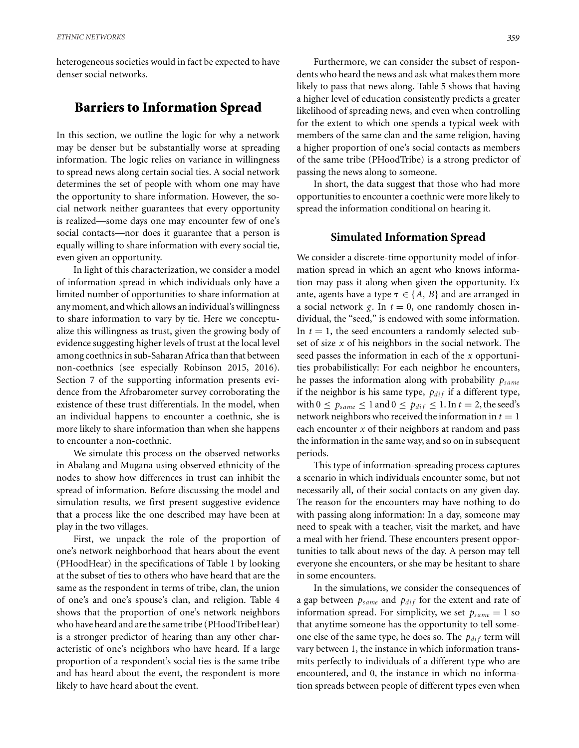heterogeneous societies would in fact be expected to have denser social networks.

## Barriers to Information Spread

In this section, we outline the logic for why a network may be denser but be substantially worse at spreading information. The logic relies on variance in willingness to spread news along certain social ties. A social network determines the set of people with whom one may have the opportunity to share information. However, the social network neither guarantees that every opportunity is realized—some days one may encounter few of one's social contacts—nor does it guarantee that a person is equally willing to share information with every social tie, even given an opportunity.

In light of this characterization, we consider a model of information spread in which individuals only have a limited number of opportunities to share information at any moment, and which allows an individual's willingness to share information to vary by tie. Here we conceptualize this willingness as trust, given the growing body of evidence suggesting higher levels of trust at the local level among coethnics in sub-Saharan Africa than that between non-coethnics (see especially Robinson 2015, 2016). Section 7 of the supporting information presents evidence from the Afrobarometer survey corroborating the existence of these trust differentials. In the model, when an individual happens to encounter a coethnic, she is more likely to share information than when she happens to encounter a non-coethnic.

We simulate this process on the observed networks in Abalang and Mugana using observed ethnicity of the nodes to show how differences in trust can inhibit the spread of information. Before discussing the model and simulation results, we first present suggestive evidence that a process like the one described may have been at play in the two villages.

First, we unpack the role of the proportion of one's network neighborhood that hears about the event (PHoodHear) in the specifications of Table 1 by looking at the subset of ties to others who have heard that are the same as the respondent in terms of tribe, clan, the union of one's and one's spouse's clan, and religion. Table 4 shows that the proportion of one's network neighbors who have heard and are the same tribe (PHoodTribeHear) is a stronger predictor of hearing than any other characteristic of one's neighbors who have heard. If a large proportion of a respondent's social ties is the same tribe and has heard about the event, the respondent is more likely to have heard about the event.

Furthermore, we can consider the subset of respondents who heard the news and ask what makes them more likely to pass that news along. Table 5 shows that having a higher level of education consistently predicts a greater likelihood of spreading news, and even when controlling for the extent to which one spends a typical week with members of the same clan and the same religion, having a higher proportion of one's social contacts as members of the same tribe (PHoodTribe) is a strong predictor of passing the news along to someone.

In short, the data suggest that those who had more opportunities to encounter a coethnic were more likely to spread the information conditional on hearing it.

### Simulated Information Spread

We consider a discrete-time opportunity model of information spread in which an agent who knows information may pass it along when given the opportunity. Ex ante, agents have a type $\tau \in \{A, B\}$ and are arranged in a social network $g$. In $t = 0$, one randomly chosen individual, the "seed," is endowed with some information. In $t = 1$, the seed encounters a randomly selected subset of size $x$ of his neighbors in the social network. The seed passes the information in each of the $x$ opportunities probabilistically: For each neighbor he encounters, he passes the information along with probability $p_{same}$ if the neighbor is his same type, $p_{dif}$ if a different type, with $0 \leq p_{same} \leq 1$ and $0 \leq p_{dif} \leq 1$. In $t = 2$, the seed's network neighbors who received the information in $t = 1$ each encounter $x$ of their neighbors at random and pass the information in the same way, and so on in subsequent periods.

This type of information-spreading process captures a scenario in which individuals encounter some, but not necessarily all, of their social contacts on any given day. The reason for the encounters may have nothing to do with passing along information: In a day, someone may need to speak with a teacher, visit the market, and have a meal with her friend. These encounters present opportunities to talk about news of the day. A person may tell everyone she encounters, or she may be hesitant to share in some encounters.

In the simulations, we consider the consequences of a gap between $p_{same}$ and $p_{dif}$ for the extent and rate of information spread. For simplicity, we set $p_{same} = 1$ so that anytime someone has the opportunity to tell someone else of the same type, he does so. The $p_{dif}$ term will vary between 1, the instance in which information transmits perfectly to individuals of a different type who are encountered, and 0, the instance in which no information spreads between people of different types even when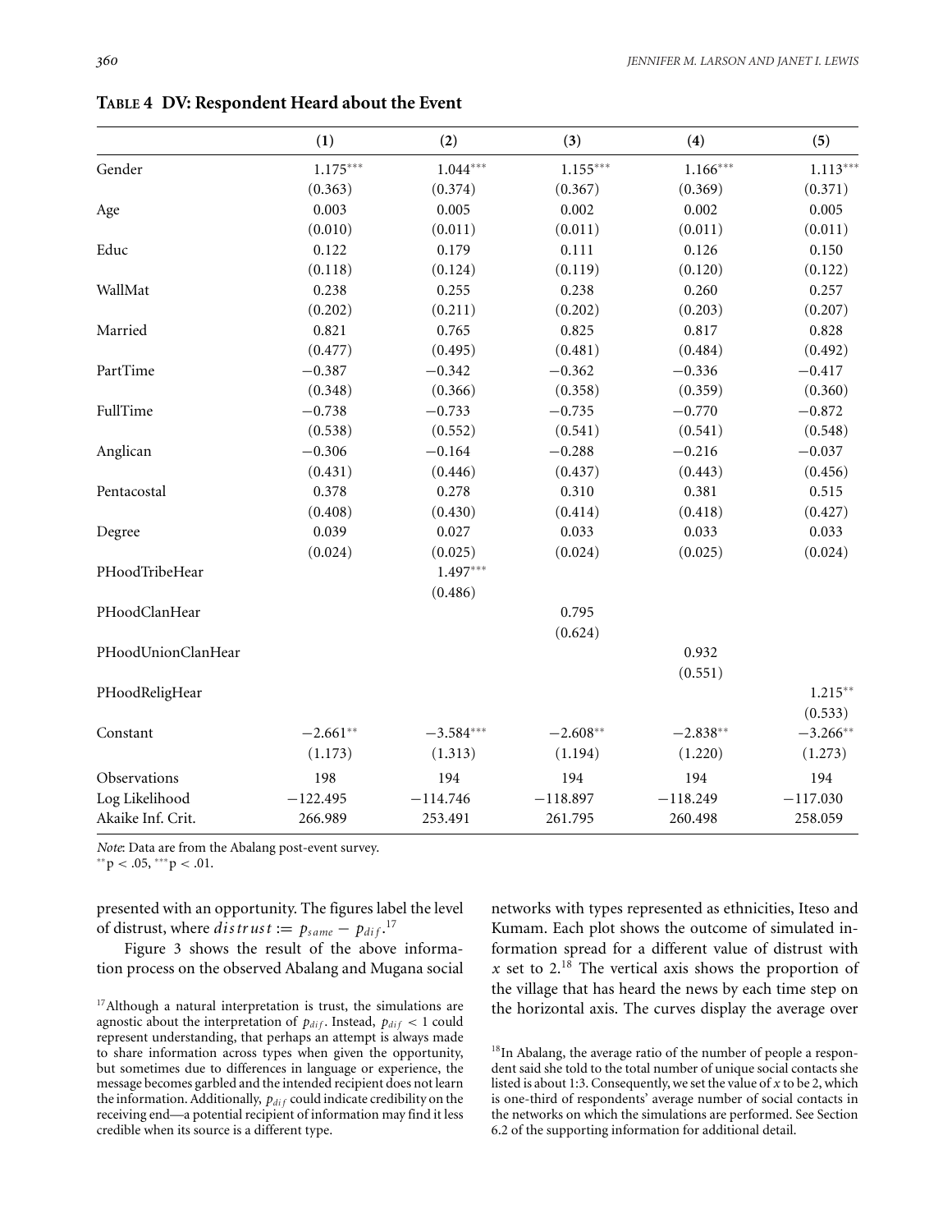**TABLE 4 DV: Respondent Heard about the Event**

| | (1) | (2) | (3) | (4) | (5) |
|---|---|---|---|---|---|
| Gender | 1.175*** | 1.044*** | 1.155*** | 1.166*** | 1.113*** |
| | (0.363) | (0.374) | (0.367) | (0.369) | (0.371) |
| Age | 0.003 | 0.005 | 0.002 | 0.002 | 0.005 |
| | (0.010) | (0.011) | (0.011) | (0.011) | (0.011) |
| Educ | 0.122 | 0.179 | 0.111 | 0.126 | 0.150 |
| | (0.118) | (0.124) | (0.119) | (0.120) | (0.122) |
| WallMat | 0.238 | 0.255 | 0.238 | 0.260 | 0.257 |
| | (0.202) | (0.211) | (0.202) | (0.203) | (0.207) |
| Married | 0.821 | 0.765 | 0.825 | 0.817 | 0.828 |
| | (0.477) | (0.495) | (0.481) | (0.484) | (0.492) |
| PartTime | −0.387 | −0.342 | −0.362 | −0.336 | −0.417 |
| | (0.348) | (0.366) | (0.358) | (0.359) | (0.360) |
| FullTime | −0.738 | −0.733 | −0.735 | −0.770 | −0.872 |
| | (0.538) | (0.552) | (0.541) | (0.541) | (0.548) |
| Anglican | −0.306 | −0.164 | −0.288 | −0.216 | −0.037 |
| | (0.431) | (0.446) | (0.437) | (0.443) | (0.456) |
| Pentacostal | 0.378 | 0.278 | 0.310 | 0.381 | 0.515 |
| | (0.408) | (0.430) | (0.414) | (0.418) | (0.427) |
| Degree | 0.039 | 0.027 | 0.033 | 0.033 | 0.033 |
| | (0.024) | (0.025) | (0.024) | (0.025) | (0.024) |
| PHoodTribeHear | | 1.497*** | | | |
| | | (0.486) | | | |
| PHoodClanHear | | | 0.795 | | |
| | | | (0.624) | | |
| PHoodUnionClanHear | | | | 0.932 | |
| | | | | (0.551) | |
| PHoodReligHear | | | | | 1.215** |
| | | | | | (0.533) |
| Constant | −2.661** | −3.584*** | −2.608** | −2.838** | −3.266** |
| | (1.173) | (1.313) | (1.194) | (1.220) | (1.273) |
| Observations | 198 | 194 | 194 | 194 | 194 |
| Log Likelihood | −122.495 | −114.746 | −118.897 | −118.249 | −117.030 |
| Akaike Inf. Crit. | 266.989 | 253.491 | 261.795 | 260.498 | 258.059 |

*Note*: Data are from the Abalang post-event survey.
**p < .05, ***p < .01.

presented with an opportunity. The figures label the level of distrust, where $distrust := p_{same} - p_{dif}$.[17]

Figure 3 shows the result of the above information process on the observed Abalang and Mugana social networks with types represented as ethnicities, Iteso and Kumam. Each plot shows the outcome of simulated information spread for a different value of distrust with $x$ set to 2.[18] The vertical axis shows the proportion of the village that has heard the news by each time step on the horizontal axis. The curves display the average over

[17] Although a natural interpretation is trust, the simulations are agnostic about the interpretation of $p_{dif}$. Instead, $p_{dif} < 1$ could represent understanding, that perhaps an attempt is always made to share information across types when given the opportunity, but sometimes due to differences in language or experience, the message becomes garbled and the intended recipient does not learn the information. Additionally, $p_{dif}$ could indicate credibility on the receiving end—a potential recipient of information may find it less credible when its source is a different type.

[18] In Abalang, the average ratio of the number of people a respondent said she told to the total number of unique social contacts she listed is about 1:3. Consequently, we set the value of $x$ to be 2, which is one-third of respondents' average number of social contacts in the networks on which the simulations are performed. See Section 6.2 of the supporting information for additional detail.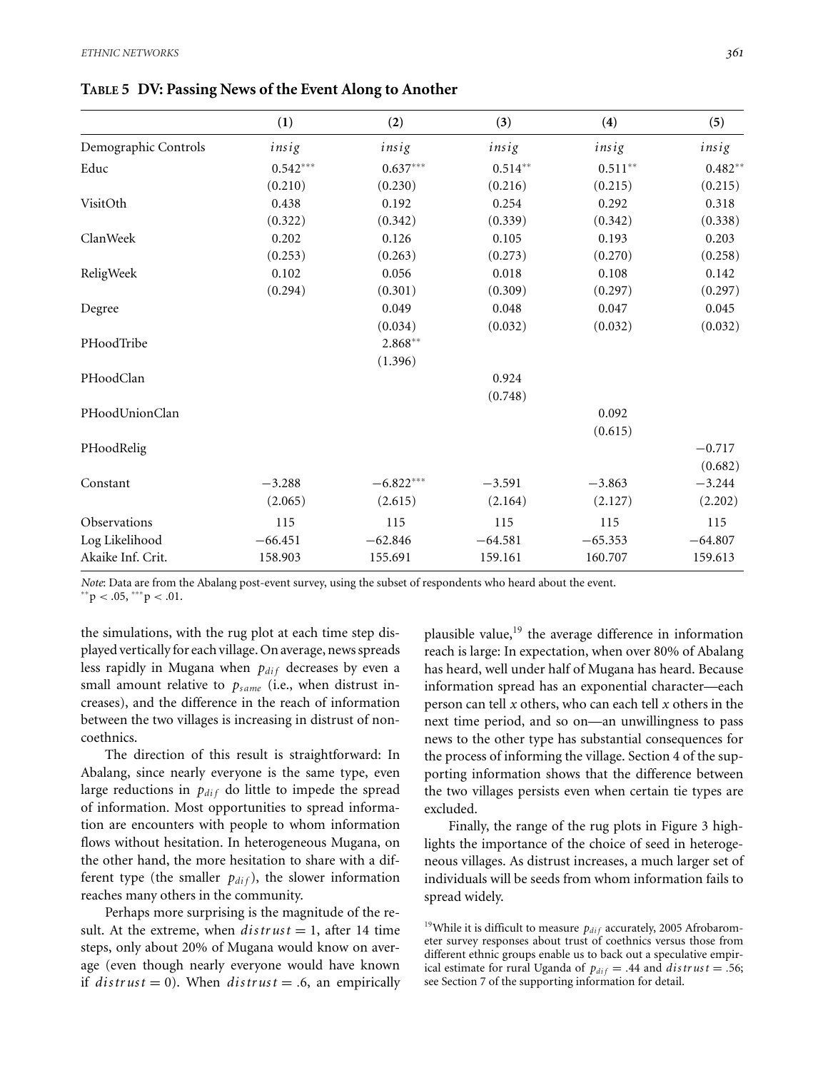**TABLE 5 DV: Passing News of the Event Along to Another**

| | (1) | (2) | (3) | (4) | (5) |
|---|---|---|---|---|---|
| Demographic Controls | *insig* | *insig* | *insig* | *insig* | *insig* |
| Educ | 0.542*** | 0.637*** | 0.514** | 0.511** | 0.482** |
| | (0.210) | (0.230) | (0.216) | (0.215) | (0.215) |
| VisitOth | 0.438 | 0.192 | 0.254 | 0.292 | 0.318 |
| | (0.322) | (0.342) | (0.339) | (0.342) | (0.338) |
| ClanWeek | 0.202 | 0.126 | 0.105 | 0.193 | 0.203 |
| | (0.253) | (0.263) | (0.273) | (0.270) | (0.258) |
| ReligWeek | 0.102 | 0.056 | 0.018 | 0.108 | 0.142 |
| | (0.294) | (0.301) | (0.309) | (0.297) | (0.297) |
| Degree | | 0.049 | 0.048 | 0.047 | 0.045 |
| | | (0.034) | (0.032) | (0.032) | (0.032) |
| PHoodTribe | | 2.868** | | | |
| | | (1.396) | | | |
| PHoodClan | | | 0.924 | | |
| | | | (0.748) | | |
| PHoodUnionClan | | | | 0.092 | |
| | | | | (0.615) | |
| PHoodRelig | | | | | −0.717 |
| | | | | | (0.682) |
| Constant | −3.288 | −6.822*** | −3.591 | −3.863 | −3.244 |
| | (2.065) | (2.615) | (2.164) | (2.127) | (2.202) |
| Observations | 115 | 115 | 115 | 115 | 115 |
| Log Likelihood | −66.451 | −62.846 | −64.581 | −65.353 | −64.807 |
| Akaike Inf. Crit. | 158.903 | 155.691 | 159.161 | 160.707 | 159.613 |

*Note*: Data are from the Abalang post-event survey, using the subset of respondents who heard about the event.
$^{**}p < .05$, $^{***}p < .01$.

the simulations, with the rug plot at each time step displayed vertically for each village. On average, news spreads less rapidly in Mugana when $p_{dif}$ decreases by even a small amount relative to $p_{same}$ (i.e., when distrust increases), and the difference in the reach of information between the two villages is increasing in distrust of non-coethnics.

The direction of this result is straightforward: In Abalang, since nearly everyone is the same type, even large reductions in $p_{dif}$ do little to impede the spread of information. Most opportunities to spread information are encounters with people to whom information flows without hesitation. In heterogeneous Mugana, on the other hand, the more hesitation to share with a different type (the smaller $p_{dif}$), the slower information reaches many others in the community.

Perhaps more surprising is the magnitude of the result. At the extreme, when $distrust = 1$, after 14 time steps, only about 20% of Mugana would know on average (even though nearly everyone would have known if $distrust = 0$). When $distrust = .6$, an empirically plausible value,[19] the average difference in information reach is large: In expectation, when over 80% of Abalang has heard, well under half of Mugana has heard. Because information spread has an exponential character—each person can tell $x$ others, who can each tell $x$ others in the next time period, and so on—an unwillingness to pass news to the other type has substantial consequences for the process of informing the village. Section 4 of the supporting information shows that the difference between the two villages persists even when certain tie types are excluded.

Finally, the range of the rug plots in Figure 3 highlights the importance of the choice of seed in heterogeneous villages. As distrust increases, a much larger set of individuals will be seeds from whom information fails to spread widely.

[19]While it is difficult to measure $p_{dif}$ accurately, 2005 Afrobarometer survey responses about trust of coethnics versus those from different ethnic groups enable us to back out a speculative empirical estimate for rural Uganda of $p_{dif} = .44$ and $distrust = .56$; see Section 7 of the supporting information for detail.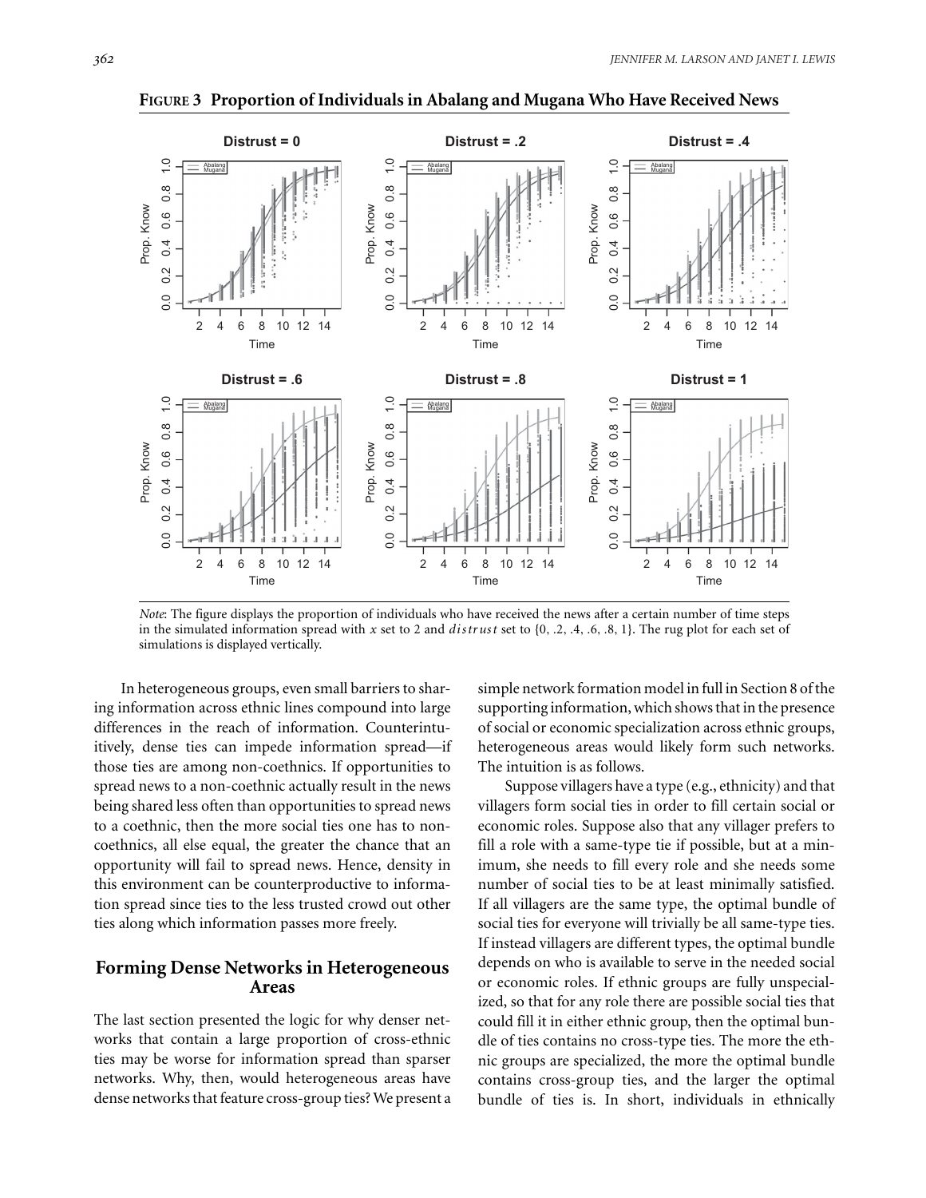**FIGURE 3 Proportion of Individuals in Abalang and Mugana Who Have Received News**

*Note*: The figure displays the proportion of individuals who have received the news after a certain number of time steps in the simulated information spread with $x$ set to 2 and $distrust$ set to {0, .2, .4, .6, .8, 1}. The rug plot for each set of simulations is displayed vertically.

In heterogeneous groups, even small barriers to sharing information across ethnic lines compound into large differences in the reach of information. Counterintuitively, dense ties can impede information spread—if those ties are among non-coethnics. If opportunities to spread news to a non-coethnic actually result in the news being shared less often than opportunities to spread news to a coethnic, then the more social ties one has to non-coethnics, all else equal, the greater the chance that an opportunity will fail to spread news. Hence, density in this environment can be counterproductive to information spread since ties to the less trusted crowd out other ties along which information passes more freely.

## Forming Dense Networks in Heterogeneous Areas

The last section presented the logic for why denser networks that contain a large proportion of cross-ethnic ties may be worse for information spread than sparser networks. Why, then, would heterogeneous areas have dense networks that feature cross-group ties? We present a simple network formation model in full in Section 8 of the supporting information, which shows that in the presence of social or economic specialization across ethnic groups, heterogeneous areas would likely form such networks. The intuition is as follows.

Suppose villagers have a type (e.g., ethnicity) and that villagers form social ties in order to fill certain social or economic roles. Suppose also that any villager prefers to fill a role with a same-type tie if possible, but at a minimum, she needs to fill every role and she needs some number of social ties to be at least minimally satisfied. If all villagers are the same type, the optimal bundle of social ties for everyone will trivially be all same-type ties. If instead villagers are different types, the optimal bundle depends on who is available to serve in the needed social or economic roles. If ethnic groups are fully unspecialized, so that for any role there are possible social ties that could fill it in either ethnic group, then the optimal bundle of ties contains no cross-type ties. The more the ethnic groups are specialized, the more the optimal bundle contains cross-group ties, and the larger the optimal bundle of ties is. In short, individuals in ethnically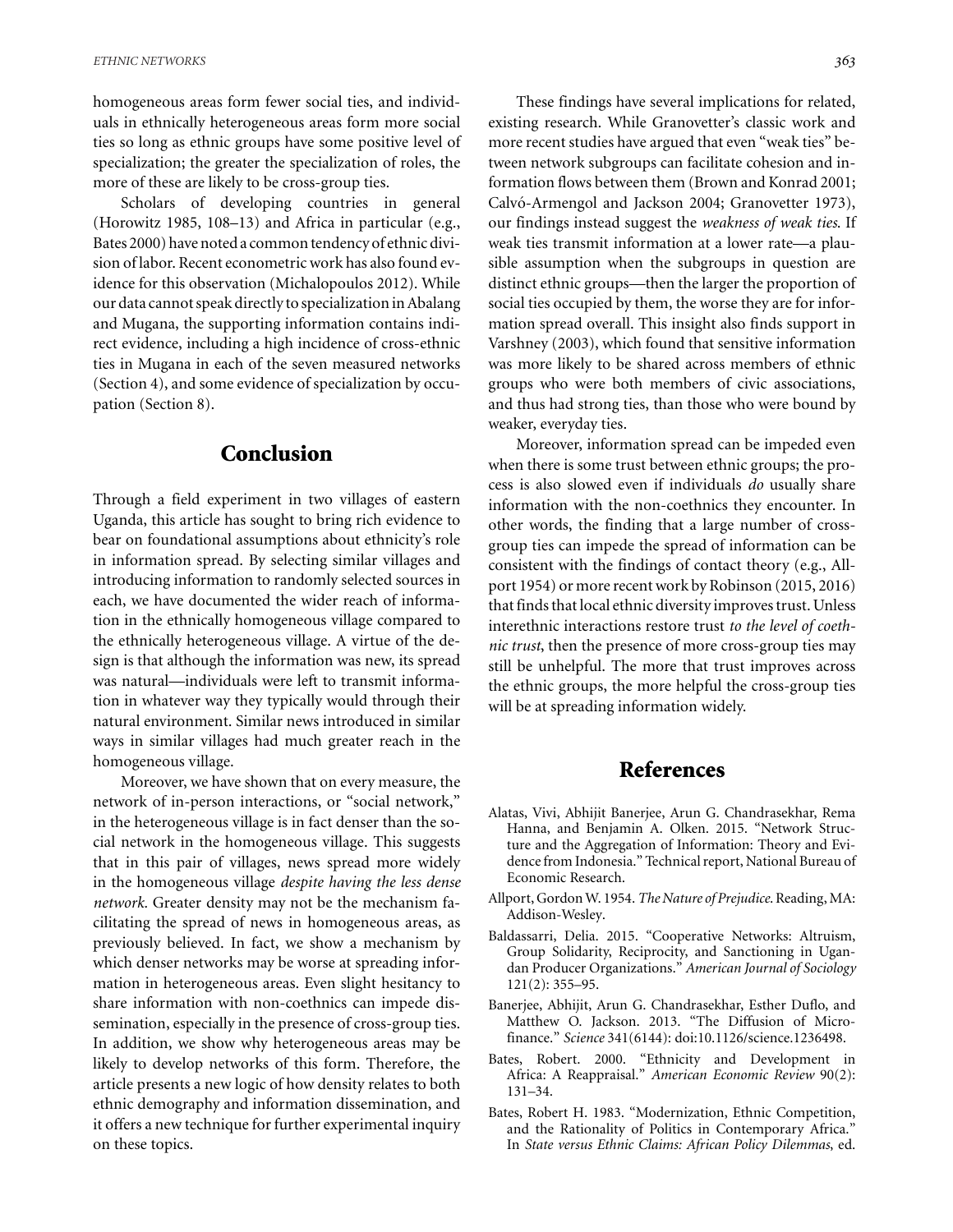homogeneous areas form fewer social ties, and individuals in ethnically heterogeneous areas form more social ties so long as ethnic groups have some positive level of specialization; the greater the specialization of roles, the more of these are likely to be cross-group ties.

Scholars of developing countries in general (Horowitz 1985, 108–13) and Africa in particular (e.g., Bates 2000) have noted a common tendency of ethnic division of labor. Recent econometric work has also found evidence for this observation (Michalopoulos 2012). While our data cannot speak directly to specialization in Abalang and Mugana, the supporting information contains indirect evidence, including a high incidence of cross-ethnic ties in Mugana in each of the seven measured networks (Section 4), and some evidence of specialization by occupation (Section 8).

## Conclusion

Through a field experiment in two villages of eastern Uganda, this article has sought to bring rich evidence to bear on foundational assumptions about ethnicity's role in information spread. By selecting similar villages and introducing information to randomly selected sources in each, we have documented the wider reach of information in the ethnically homogeneous village compared to the ethnically heterogeneous village. A virtue of the design is that although the information was new, its spread was natural—individuals were left to transmit information in whatever way they typically would through their natural environment. Similar news introduced in similar ways in similar villages had much greater reach in the homogeneous village.

Moreover, we have shown that on every measure, the network of in-person interactions, or "social network," in the heterogeneous village is in fact denser than the social network in the homogeneous village. This suggests that in this pair of villages, news spread more widely in the homogeneous village *despite having the less dense network*. Greater density may not be the mechanism facilitating the spread of news in homogeneous areas, as previously believed. In fact, we show a mechanism by which denser networks may be worse at spreading information in heterogeneous areas. Even slight hesitancy to share information with non-coethnics can impede dissemination, especially in the presence of cross-group ties. In addition, we show why heterogeneous areas may be likely to develop networks of this form. Therefore, the article presents a new logic of how density relates to both ethnic demography and information dissemination, and it offers a new technique for further experimental inquiry on these topics.

These findings have several implications for related, existing research. While Granovetter's classic work and more recent studies have argued that even "weak ties" between network subgroups can facilitate cohesion and information flows between them (Brown and Konrad 2001; Calvó-Armengol and Jackson 2004; Granovetter 1973), our findings instead suggest the *weakness of weak ties*. If weak ties transmit information at a lower rate—a plausible assumption when the subgroups in question are distinct ethnic groups—then the larger the proportion of social ties occupied by them, the worse they are for information spread overall. This insight also finds support in Varshney (2003), which found that sensitive information was more likely to be shared across members of ethnic groups who were both members of civic associations, and thus had strong ties, than those who were bound by weaker, everyday ties.

Moreover, information spread can be impeded even when there is some trust between ethnic groups; the process is also slowed even if individuals *do* usually share information with the non-coethnics they encounter. In other words, the finding that a large number of cross-group ties can impede the spread of information can be consistent with the findings of contact theory (e.g., Allport 1954) or more recent work by Robinson (2015, 2016) that finds that local ethnic diversity improves trust. Unless interethnic interactions restore trust *to the level of coethnic trust*, then the presence of more cross-group ties may still be unhelpful. The more that trust improves across the ethnic groups, the more helpful the cross-group ties will be at spreading information widely.

## References

Alatas, Vivi, Abhijit Banerjee, Arun G. Chandrasekhar, Rema Hanna, and Benjamin A. Olken. 2015. "Network Structure and the Aggregation of Information: Theory and Evidence from Indonesia." Technical report, National Bureau of Economic Research.

Allport, Gordon W. 1954. *The Nature of Prejudice*. Reading, MA: Addison-Wesley.

Baldassarri, Delia. 2015. "Cooperative Networks: Altruism, Group Solidarity, Reciprocity, and Sanctioning in Ugandan Producer Organizations." *American Journal of Sociology* 121(2): 355–95.

Banerjee, Abhijit, Arun G. Chandrasekhar, Esther Duflo, and Matthew O. Jackson. 2013. "The Diffusion of Microfinance." *Science* 341(6144): doi:10.1126/science.1236498.

Bates, Robert. 2000. "Ethnicity and Development in Africa: A Reappraisal." *American Economic Review* 90(2): 131–34.

Bates, Robert H. 1983. "Modernization, Ethnic Competition, and the Rationality of Politics in Contemporary Africa." In *State versus Ethnic Claims: African Policy Dilemmas*, ed.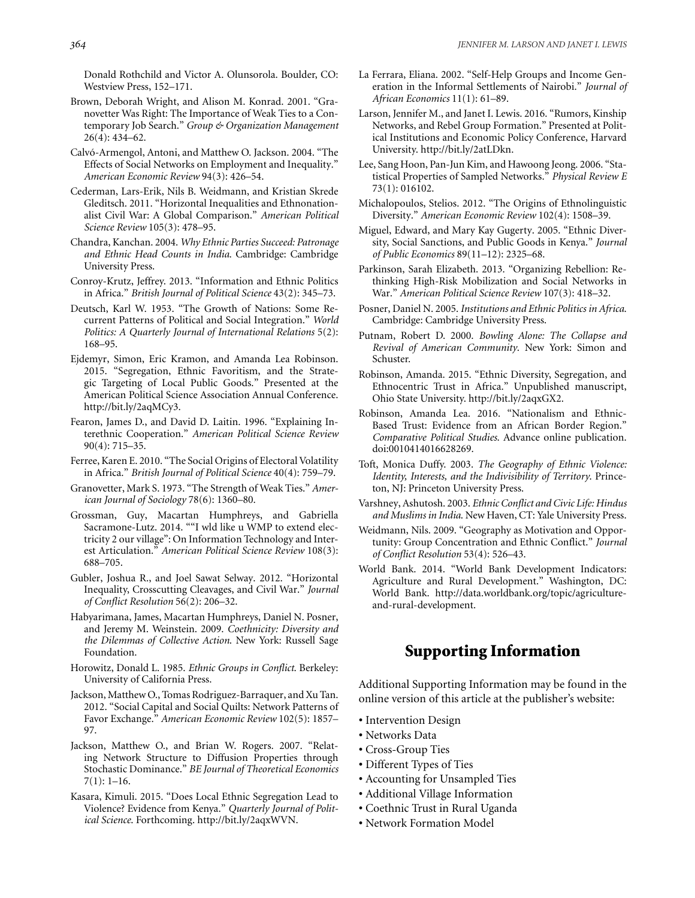Donald Rothchild and Victor A. Olunsorola. Boulder, CO: Westview Press, 152–171.

Brown, Deborah Wright, and Alison M. Konrad. 2001. "Granovetter Was Right: The Importance of Weak Ties to a Contemporary Job Search." *Group & Organization Management* 26(4): 434–62.

Calvó-Armengol, Antoni, and Matthew O. Jackson. 2004. "The Effects of Social Networks on Employment and Inequality." *American Economic Review* 94(3): 426–54.

Cederman, Lars-Erik, Nils B. Weidmann, and Kristian Skrede Gleditsch. 2011. "Horizontal Inequalities and Ethnonationalist Civil War: A Global Comparison." *American Political Science Review* 105(3): 478–95.

Chandra, Kanchan. 2004. *Why Ethnic Parties Succeed: Patronage and Ethnic Head Counts in India*. Cambridge: Cambridge University Press.

Conroy-Krutz, Jeffrey. 2013. "Information and Ethnic Politics in Africa." *British Journal of Political Science* 43(2): 345–73.

Deutsch, Karl W. 1953. "The Growth of Nations: Some Recurrent Patterns of Political and Social Integration." *World Politics: A Quarterly Journal of International Relations* 5(2): 168–95.

Ejdemyr, Simon, Eric Kramon, and Amanda Lea Robinson. 2015. "Segregation, Ethnic Favoritism, and the Strategic Targeting of Local Public Goods." Presented at the American Political Science Association Annual Conference. http://bit.ly/2aqMCy3.

Fearon, James D., and David D. Laitin. 1996. "Explaining Interethnic Cooperation." *American Political Science Review* 90(4): 715–35.

Ferree, Karen E. 2010. "The Social Origins of Electoral Volatility in Africa." *British Journal of Political Science* 40(4): 759–79.

Granovetter, Mark S. 1973. "The Strength of Weak Ties." *American Journal of Sociology* 78(6): 1360–80.

Grossman, Guy, Macartan Humphreys, and Gabriella Sacramone-Lutz. 2014. ""I wld like u WMP to extend electricity 2 our village": On Information Technology and Interest Articulation." *American Political Science Review* 108(3): 688–705.

Gubler, Joshua R., and Joel Sawat Selway. 2012. "Horizontal Inequality, Crosscutting Cleavages, and Civil War." *Journal of Conflict Resolution* 56(2): 206–32.

Habyarimana, James, Macartan Humphreys, Daniel N. Posner, and Jeremy M. Weinstein. 2009. *Coethnicity: Diversity and the Dilemmas of Collective Action*. New York: Russell Sage Foundation.

Horowitz, Donald L. 1985. *Ethnic Groups in Conflict*. Berkeley: University of California Press.

Jackson, Matthew O., Tomas Rodriguez-Barraquer, and Xu Tan. 2012. "Social Capital and Social Quilts: Network Patterns of Favor Exchange." *American Economic Review* 102(5): 1857–97.

Jackson, Matthew O., and Brian W. Rogers. 2007. "Relating Network Structure to Diffusion Properties through Stochastic Dominance." *BE Journal of Theoretical Economics* 7(1): 1–16.

Kasara, Kimuli. 2015. "Does Local Ethnic Segregation Lead to Violence? Evidence from Kenya." *Quarterly Journal of Political Science*. Forthcoming. http://bit.ly/2aqxWVN.

La Ferrara, Eliana. 2002. "Self-Help Groups and Income Generation in the Informal Settlements of Nairobi." *Journal of African Economics* 11(1): 61–89.

Larson, Jennifer M., and Janet I. Lewis. 2016. "Rumors, Kinship Networks, and Rebel Group Formation." Presented at Political Institutions and Economic Policy Conference, Harvard University. http://bit.ly/2atLDkn.

Lee, Sang Hoon, Pan-Jun Kim, and Hawoong Jeong. 2006. "Statistical Properties of Sampled Networks." *Physical Review E* 73(1): 016102.

Michalopoulos, Stelios. 2012. "The Origins of Ethnolinguistic Diversity." *American Economic Review* 102(4): 1508–39.

Miguel, Edward, and Mary Kay Gugerty. 2005. "Ethnic Diversity, Social Sanctions, and Public Goods in Kenya." *Journal of Public Economics* 89(11–12): 2325–68.

Parkinson, Sarah Elizabeth. 2013. "Organizing Rebellion: Rethinking High-Risk Mobilization and Social Networks in War." *American Political Science Review* 107(3): 418–32.

Posner, Daniel N. 2005. *Institutions and Ethnic Politics in Africa*. Cambridge: Cambridge University Press.

Putnam, Robert D. 2000. *Bowling Alone: The Collapse and Revival of American Community*. New York: Simon and Schuster.

Robinson, Amanda. 2015. "Ethnic Diversity, Segregation, and Ethnocentric Trust in Africa." Unpublished manuscript, Ohio State University. http://bit.ly/2aqxGX2.

Robinson, Amanda Lea. 2016. "Nationalism and Ethnic-Based Trust: Evidence from an African Border Region." *Comparative Political Studies*. Advance online publication. doi:0010414016628269.

Toft, Monica Duffy. 2003. *The Geography of Ethnic Violence: Identity, Interests, and the Indivisibility of Territory*. Princeton, NJ: Princeton University Press.

Varshney, Ashutosh. 2003. *Ethnic Conflict and Civic Life: Hindus and Muslims in India*. New Haven, CT: Yale University Press.

Weidmann, Nils. 2009. "Geography as Motivation and Opportunity: Group Concentration and Ethnic Conflict." *Journal of Conflict Resolution* 53(4): 526–43.

World Bank. 2014. "World Bank Development Indicators: Agriculture and Rural Development." Washington, DC: World Bank. http://data.worldbank.org/topic/agriculture-and-rural-development.

## Supporting Information

Additional Supporting Information may be found in the online version of this article at the publisher's website:

- Intervention Design
- Networks Data
- Cross-Group Ties
- Different Types of Ties
- Accounting for Unsampled Ties
- Additional Village Information
- Coethnic Trust in Rural Uganda
- Network Formation Model